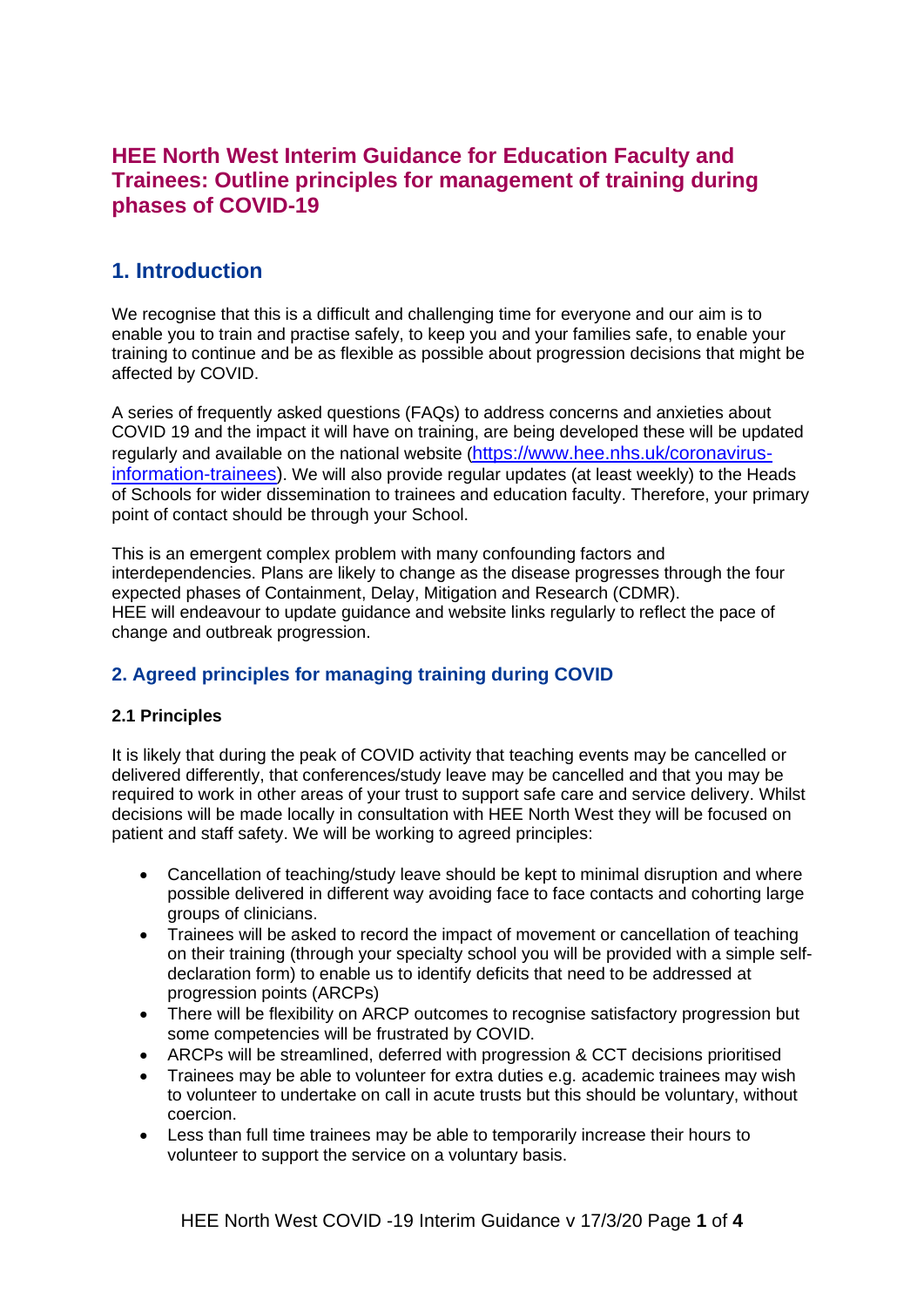# HEE North West Interim Guidance for Education Faculty and Trainees: Outline principles for management of training during phases of COVID-19

## 1. Introduction

We recognise that this is a difficult and challenging time for everyone and our aim is to enable you to train and practise safely, to keep you and your families safe, to enable your training to continue and be as flexible as possible about progression decisions that might be affected by COVID.

A series of frequently asked questions (FAQs) to address concerns and anxieties about COVID 19 and the impact it will have on training, are being developed these will be updated regularly and available on the national website (https://www.hee.nhs.uk/coronavirus-information-trainees). We will also provide regular updates (at least weekly) to the Heads of Schools for wider dissemination to trainees and education faculty. Therefore, your primary point of contact should be through your School.

This is an emergent complex problem with many confounding factors and interdependencies. Plans are likely to change as the disease progresses through the four expected phases of Containment, Delay, Mitigation and Research (CDMR).
HEE will endeavour to update guidance and website links regularly to reflect the pace of change and outbreak progression.

### 2. Agreed principles for managing training during COVID

#### 2.1 Principles

It is likely that during the peak of COVID activity that teaching events may be cancelled or delivered differently, that conferences/study leave may be cancelled and that you may be required to work in other areas of your trust to support safe care and service delivery. Whilst decisions will be made locally in consultation with HEE North West they will be focused on patient and staff safety. We will be working to agreed principles:

- Cancellation of teaching/study leave should be kept to minimal disruption and where possible delivered in different way avoiding face to face contacts and cohorting large groups of clinicians.
- Trainees will be asked to record the impact of movement or cancellation of teaching on their training (through your specialty school you will be provided with a simple self-declaration form) to enable us to identify deficits that need to be addressed at progression points (ARCPs)
- There will be flexibility on ARCP outcomes to recognise satisfactory progression but some competencies will be frustrated by COVID.
- ARCPs will be streamlined, deferred with progression & CCT decisions prioritised
- Trainees may be able to volunteer for extra duties e.g. academic trainees may wish to volunteer to undertake on call in acute trusts but this should be voluntary, without coercion.
- Less than full time trainees may be able to temporarily increase their hours to volunteer to support the service on a voluntary basis.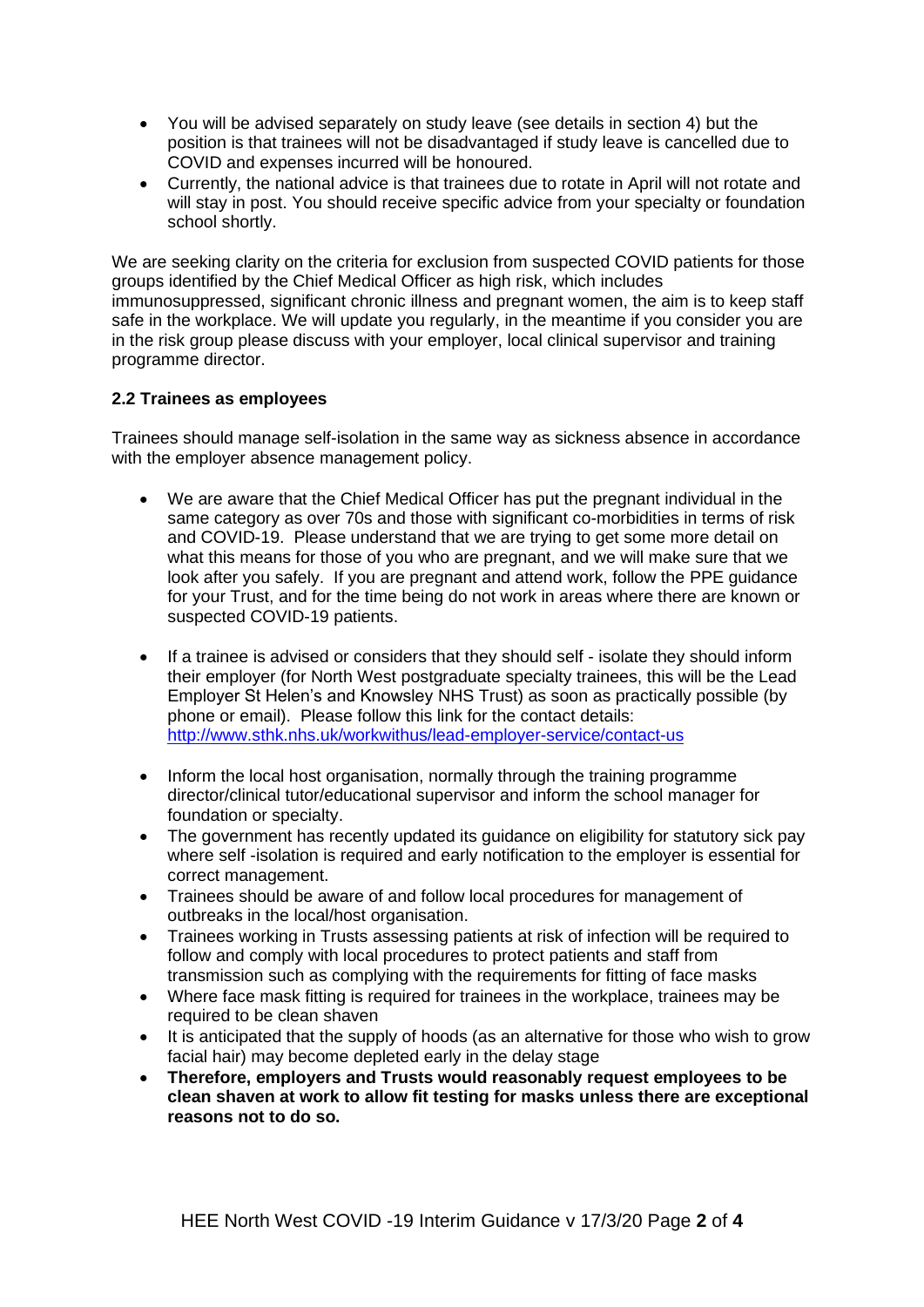- You will be advised separately on study leave (see details in section 4) but the position is that trainees will not be disadvantaged if study leave is cancelled due to COVID and expenses incurred will be honoured.
- Currently, the national advice is that trainees due to rotate in April will not rotate and will stay in post. You should receive specific advice from your specialty or foundation school shortly.

We are seeking clarity on the criteria for exclusion from suspected COVID patients for those groups identified by the Chief Medical Officer as high risk, which includes immunosuppressed, significant chronic illness and pregnant women, the aim is to keep staff safe in the workplace. We will update you regularly, in the meantime if you consider you are in the risk group please discuss with your employer, local clinical supervisor and training programme director.

**2.2 Trainees as employees**

Trainees should manage self-isolation in the same way as sickness absence in accordance with the employer absence management policy.

- We are aware that the Chief Medical Officer has put the pregnant individual in the same category as over 70s and those with significant co-morbidities in terms of risk and COVID-19. Please understand that we are trying to get some more detail on what this means for those of you who are pregnant, and we will make sure that we look after you safely. If you are pregnant and attend work, follow the PPE guidance for your Trust, and for the time being do not work in areas where there are known or suspected COVID-19 patients.

- If a trainee is advised or considers that they should self - isolate they should inform their employer (for North West postgraduate specialty trainees, this will be the Lead Employer St Helen's and Knowsley NHS Trust) as soon as practically possible (by phone or email). Please follow this link for the contact details: [http://www.sthk.nhs.uk/workwithus/lead-employer-service/contact-us](http://www.sthk.nhs.uk/workwithus/lead-employer-service/contact-us)

- Inform the local host organisation, normally through the training programme director/clinical tutor/educational supervisor and inform the school manager for foundation or specialty.
- The government has recently updated its guidance on eligibility for statutory sick pay where self -isolation is required and early notification to the employer is essential for correct management.
- Trainees should be aware of and follow local procedures for management of outbreaks in the local/host organisation.
- Trainees working in Trusts assessing patients at risk of infection will be required to follow and comply with local procedures to protect patients and staff from transmission such as complying with the requirements for fitting of face masks
- Where face mask fitting is required for trainees in the workplace, trainees may be required to be clean shaven
- It is anticipated that the supply of hoods (as an alternative for those who wish to grow facial hair) may become depleted early in the delay stage
- **Therefore, employers and Trusts would reasonably request employees to be clean shaven at work to allow fit testing for masks unless there are exceptional reasons not to do so.**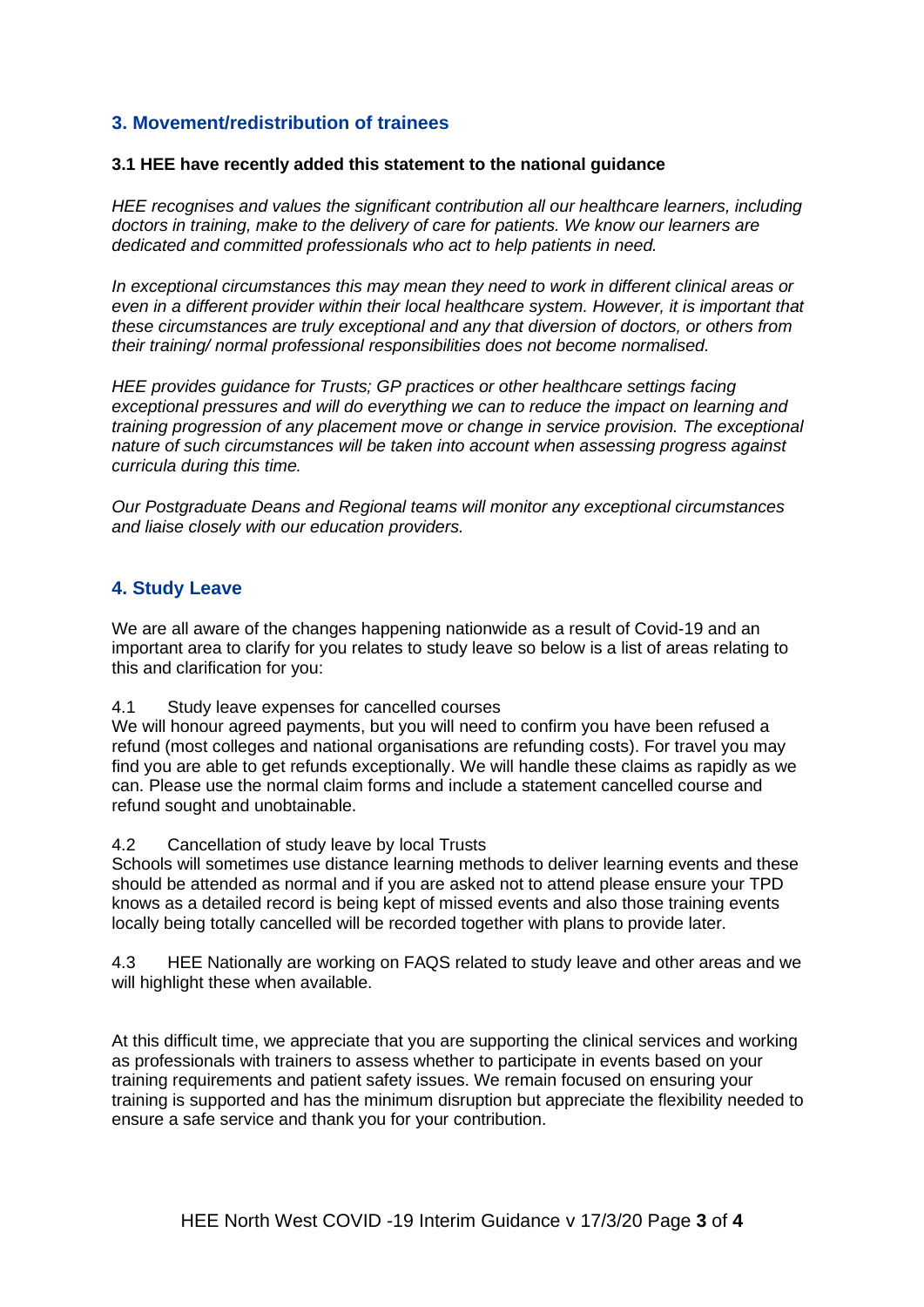## 3. Movement/redistribution of trainees

**3.1 HEE have recently added this statement to the national guidance**

*HEE recognises and values the significant contribution all our healthcare learners, including doctors in training, make to the delivery of care for patients. We know our learners are dedicated and committed professionals who act to help patients in need.*

*In exceptional circumstances this may mean they need to work in different clinical areas or even in a different provider within their local healthcare system. However, it is important that these circumstances are truly exceptional and any that diversion of doctors, or others from their training/ normal professional responsibilities does not become normalised.*

*HEE provides guidance for Trusts; GP practices or other healthcare settings facing exceptional pressures and will do everything we can to reduce the impact on learning and training progression of any placement move or change in service provision. The exceptional nature of such circumstances will be taken into account when assessing progress against curricula during this time.*

*Our Postgraduate Deans and Regional teams will monitor any exceptional circumstances and liaise closely with our education providers.*

## 4. Study Leave

We are all aware of the changes happening nationwide as a result of Covid-19 and an important area to clarify for you relates to study leave so below is a list of areas relating to this and clarification for you:

4.1 Study leave expenses for cancelled courses
We will honour agreed payments, but you will need to confirm you have been refused a refund (most colleges and national organisations are refunding costs). For travel you may find you are able to get refunds exceptionally. We will handle these claims as rapidly as we can. Please use the normal claim forms and include a statement cancelled course and refund sought and unobtainable.

4.2 Cancellation of study leave by local Trusts
Schools will sometimes use distance learning methods to deliver learning events and these should be attended as normal and if you are asked not to attend please ensure your TPD knows as a detailed record is being kept of missed events and also those training events locally being totally cancelled will be recorded together with plans to provide later.

4.3 HEE Nationally are working on FAQS related to study leave and other areas and we will highlight these when available.

At this difficult time, we appreciate that you are supporting the clinical services and working as professionals with trainers to assess whether to participate in events based on your training requirements and patient safety issues. We remain focused on ensuring your training is supported and has the minimum disruption but appreciate the flexibility needed to ensure a safe service and thank you for your contribution.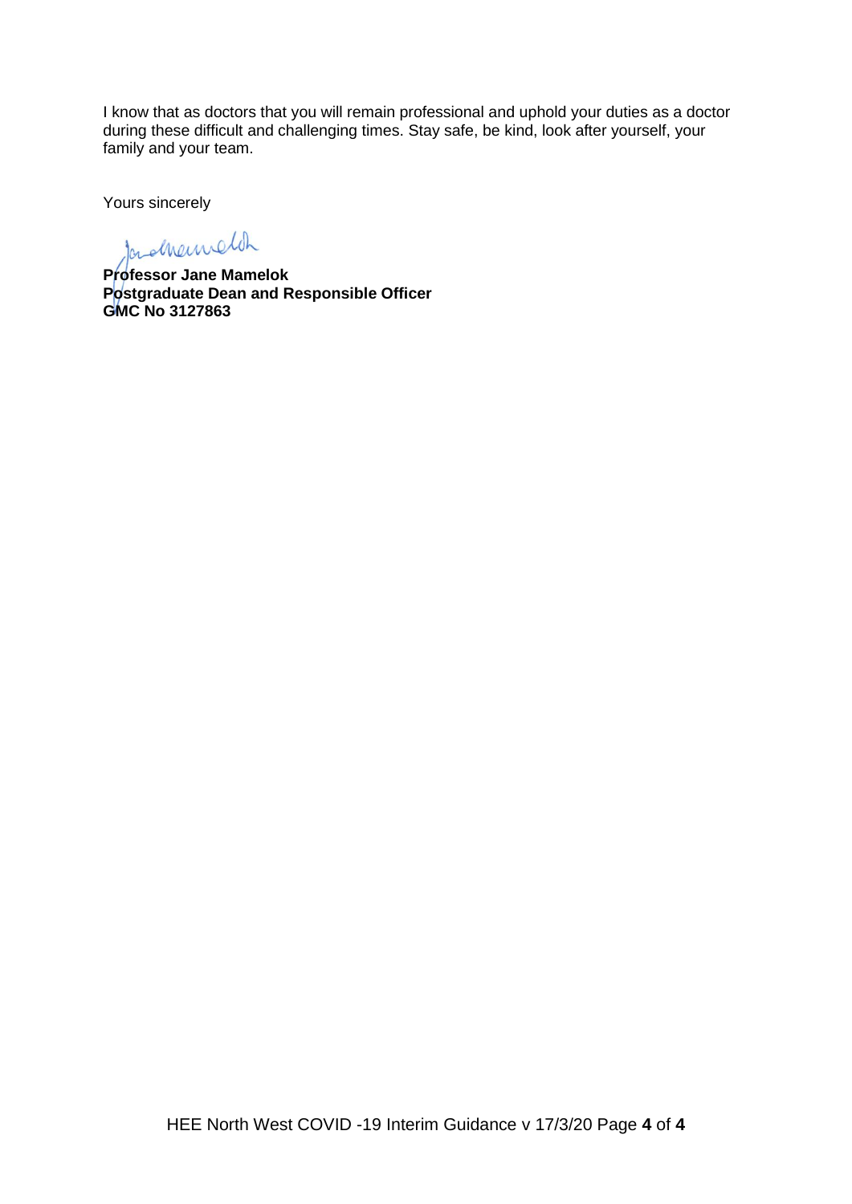I know that as doctors that you will remain professional and uphold your duties as a doctor during these difficult and challenging times. Stay safe, be kind, look after yourself, your family and your team.

Yours sincerely

**Professor Jane Mamelok**
**Postgraduate Dean and Responsible Officer**
**GMC No 3127863**